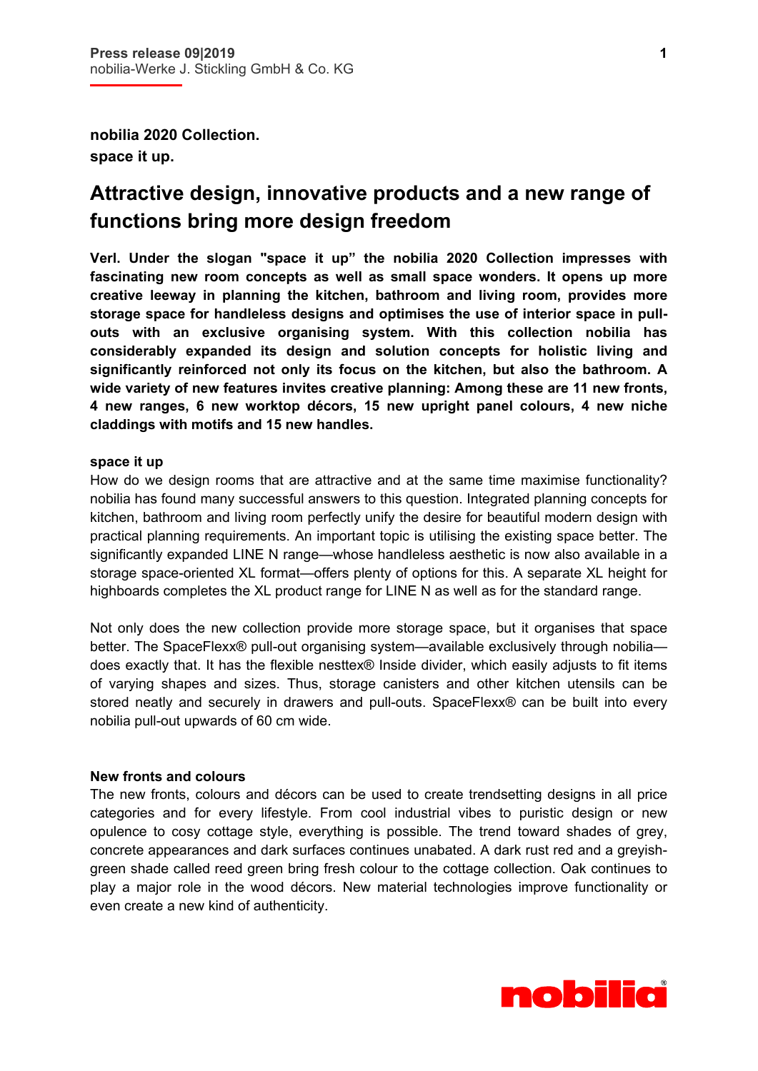**Press release 09|2019**
nobilia-Werke J. Stickling GmbH & Co. KG

**nobilia 2020 Collection.**
**space it up.**

# Attractive design, innovative products and a new range of functions bring more design freedom

**Verl. Under the slogan "space it up" the nobilia 2020 Collection impresses with fascinating new room concepts as well as small space wonders. It opens up more creative leeway in planning the kitchen, bathroom and living room, provides more storage space for handleless designs and optimises the use of interior space in pull-outs with an exclusive organising system. With this collection nobilia has considerably expanded its design and solution concepts for holistic living and significantly reinforced not only its focus on the kitchen, but also the bathroom. A wide variety of new features invites creative planning: Among these are 11 new fronts, 4 new ranges, 6 new worktop décors, 15 new upright panel colours, 4 new niche claddings with motifs and 15 new handles.**

**space it up**

How do we design rooms that are attractive and at the same time maximise functionality? nobilia has found many successful answers to this question. Integrated planning concepts for kitchen, bathroom and living room perfectly unify the desire for beautiful modern design with practical planning requirements. An important topic is utilising the existing space better. The significantly expanded LINE N range—whose handleless aesthetic is now also available in a storage space-oriented XL format—offers plenty of options for this. A separate XL height for highboards completes the XL product range for LINE N as well as for the standard range.

Not only does the new collection provide more storage space, but it organises that space better. The SpaceFlexx® pull-out organising system—available exclusively through nobilia—does exactly that. It has the flexible nesttex® Inside divider, which easily adjusts to fit items of varying shapes and sizes. Thus, storage canisters and other kitchen utensils can be stored neatly and securely in drawers and pull-outs. SpaceFlexx® can be built into every nobilia pull-out upwards of 60 cm wide.

**New fronts and colours**

The new fronts, colours and décors can be used to create trendsetting designs in all price categories and for every lifestyle. From cool industrial vibes to puristic design or new opulence to cosy cottage style, everything is possible. The trend toward shades of grey, concrete appearances and dark surfaces continues unabated. A dark rust red and a greyish-green shade called reed green bring fresh colour to the cottage collection. Oak continues to play a major role in the wood décors. New material technologies improve functionality or even create a new kind of authenticity.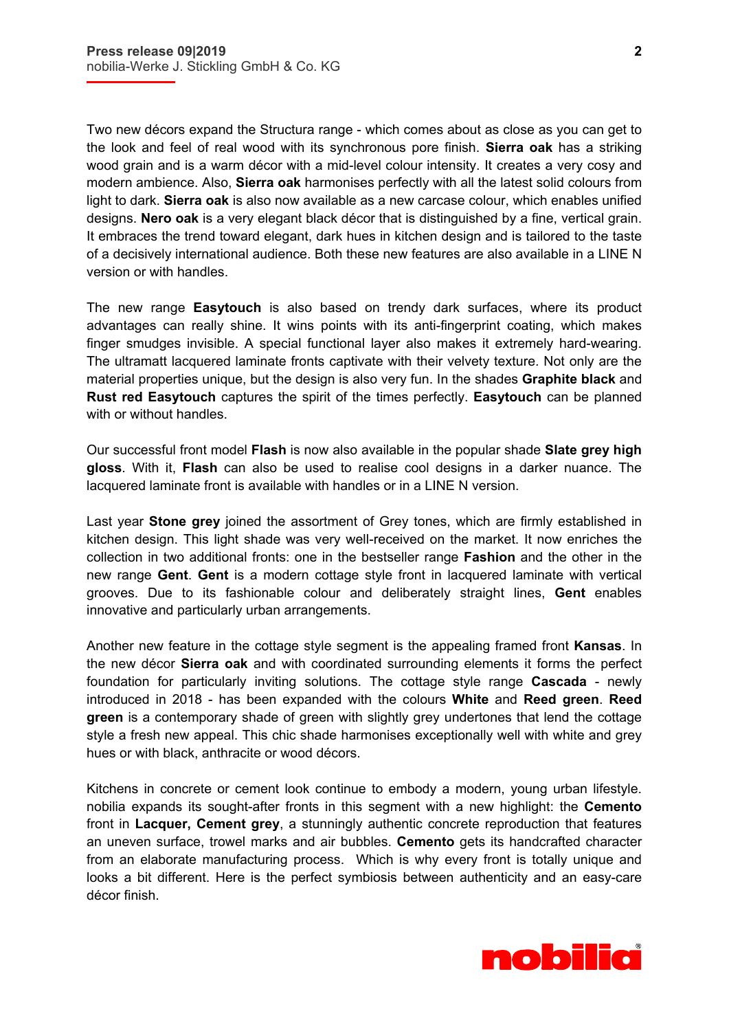Two new décors expand the Structura range - which comes about as close as you can get to the look and feel of real wood with its synchronous pore finish. **Sierra oak** has a striking wood grain and is a warm décor with a mid-level colour intensity. It creates a very cosy and modern ambience. Also, **Sierra oak** harmonises perfectly with all the latest solid colours from light to dark. **Sierra oak** is also now available as a new carcase colour, which enables unified designs. **Nero oak** is a very elegant black décor that is distinguished by a fine, vertical grain. It embraces the trend toward elegant, dark hues in kitchen design and is tailored to the taste of a decisively international audience. Both these new features are also available in a LINE N version or with handles.

The new range **Easytouch** is also based on trendy dark surfaces, where its product advantages can really shine. It wins points with its anti-fingerprint coating, which makes finger smudges invisible. A special functional layer also makes it extremely hard-wearing. The ultramatt lacquered laminate fronts captivate with their velvety texture. Not only are the material properties unique, but the design is also very fun. In the shades **Graphite black** and **Rust red Easytouch** captures the spirit of the times perfectly. **Easytouch** can be planned with or without handles.

Our successful front model **Flash** is now also available in the popular shade **Slate grey high gloss**. With it, **Flash** can also be used to realise cool designs in a darker nuance. The lacquered laminate front is available with handles or in a LINE N version.

Last year **Stone grey** joined the assortment of Grey tones, which are firmly established in kitchen design. This light shade was very well-received on the market. It now enriches the collection in two additional fronts: one in the bestseller range **Fashion** and the other in the new range **Gent**. **Gent** is a modern cottage style front in lacquered laminate with vertical grooves. Due to its fashionable colour and deliberately straight lines, **Gent** enables innovative and particularly urban arrangements.

Another new feature in the cottage style segment is the appealing framed front **Kansas**. In the new décor **Sierra oak** and with coordinated surrounding elements it forms the perfect foundation for particularly inviting solutions. The cottage style range **Cascada** - newly introduced in 2018 - has been expanded with the colours **White** and **Reed green**. **Reed green** is a contemporary shade of green with slightly grey undertones that lend the cottage style a fresh new appeal. This chic shade harmonises exceptionally well with white and grey hues or with black, anthracite or wood décors.

Kitchens in concrete or cement look continue to embody a modern, young urban lifestyle. nobilia expands its sought-after fronts in this segment with a new highlight: the **Cemento** front in **Lacquer, Cement grey**, a stunningly authentic concrete reproduction that features an uneven surface, trowel marks and air bubbles. **Cemento** gets its handcrafted character from an elaborate manufacturing process. Which is why every front is totally unique and looks a bit different. Here is the perfect symbiosis between authenticity and an easy-care décor finish.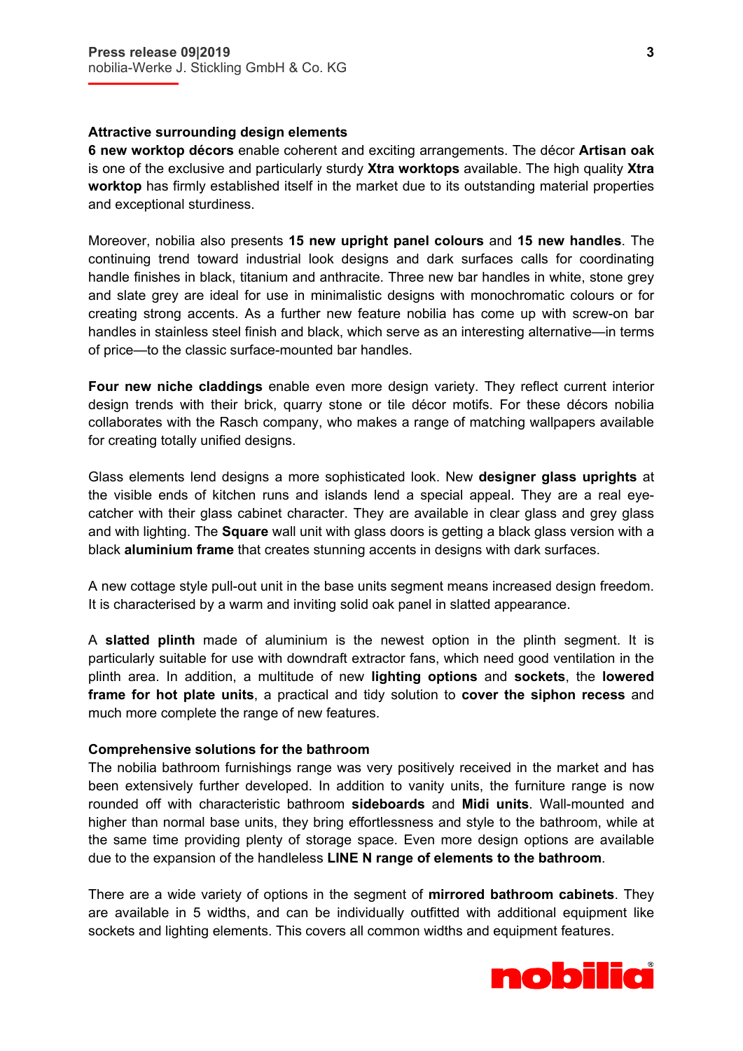**Attractive surrounding design elements**

**6 new worktop décors** enable coherent and exciting arrangements. The décor **Artisan oak** is one of the exclusive and particularly sturdy **Xtra worktops** available. The high quality **Xtra worktop** has firmly established itself in the market due to its outstanding material properties and exceptional sturdiness.

Moreover, nobilia also presents **15 new upright panel colours** and **15 new handles**. The continuing trend toward industrial look designs and dark surfaces calls for coordinating handle finishes in black, titanium and anthracite. Three new bar handles in white, stone grey and slate grey are ideal for use in minimalistic designs with monochromatic colours or for creating strong accents. As a further new feature nobilia has come up with screw-on bar handles in stainless steel finish and black, which serve as an interesting alternative—in terms of price—to the classic surface-mounted bar handles.

**Four new niche claddings** enable even more design variety. They reflect current interior design trends with their brick, quarry stone or tile décor motifs. For these décors nobilia collaborates with the Rasch company, who makes a range of matching wallpapers available for creating totally unified designs.

Glass elements lend designs a more sophisticated look. New **designer glass uprights** at the visible ends of kitchen runs and islands lend a special appeal. They are a real eye-catcher with their glass cabinet character. They are available in clear glass and grey glass and with lighting. The **Square** wall unit with glass doors is getting a black glass version with a black **aluminium frame** that creates stunning accents in designs with dark surfaces.

A new cottage style pull-out unit in the base units segment means increased design freedom. It is characterised by a warm and inviting solid oak panel in slatted appearance.

A **slatted plinth** made of aluminium is the newest option in the plinth segment. It is particularly suitable for use with downdraft extractor fans, which need good ventilation in the plinth area. In addition, a multitude of new **lighting options** and **sockets**, the **lowered frame for hot plate units**, a practical and tidy solution to **cover the siphon recess** and much more complete the range of new features.

**Comprehensive solutions for the bathroom**

The nobilia bathroom furnishings range was very positively received in the market and has been extensively further developed. In addition to vanity units, the furniture range is now rounded off with characteristic bathroom **sideboards** and **Midi units**. Wall-mounted and higher than normal base units, they bring effortlessness and style to the bathroom, while at the same time providing plenty of storage space. Even more design options are available due to the expansion of the handleless **LINE N range of elements to the bathroom**.

There are a wide variety of options in the segment of **mirrored bathroom cabinets**. They are available in 5 widths, and can be individually outfitted with additional equipment like sockets and lighting elements. This covers all common widths and equipment features.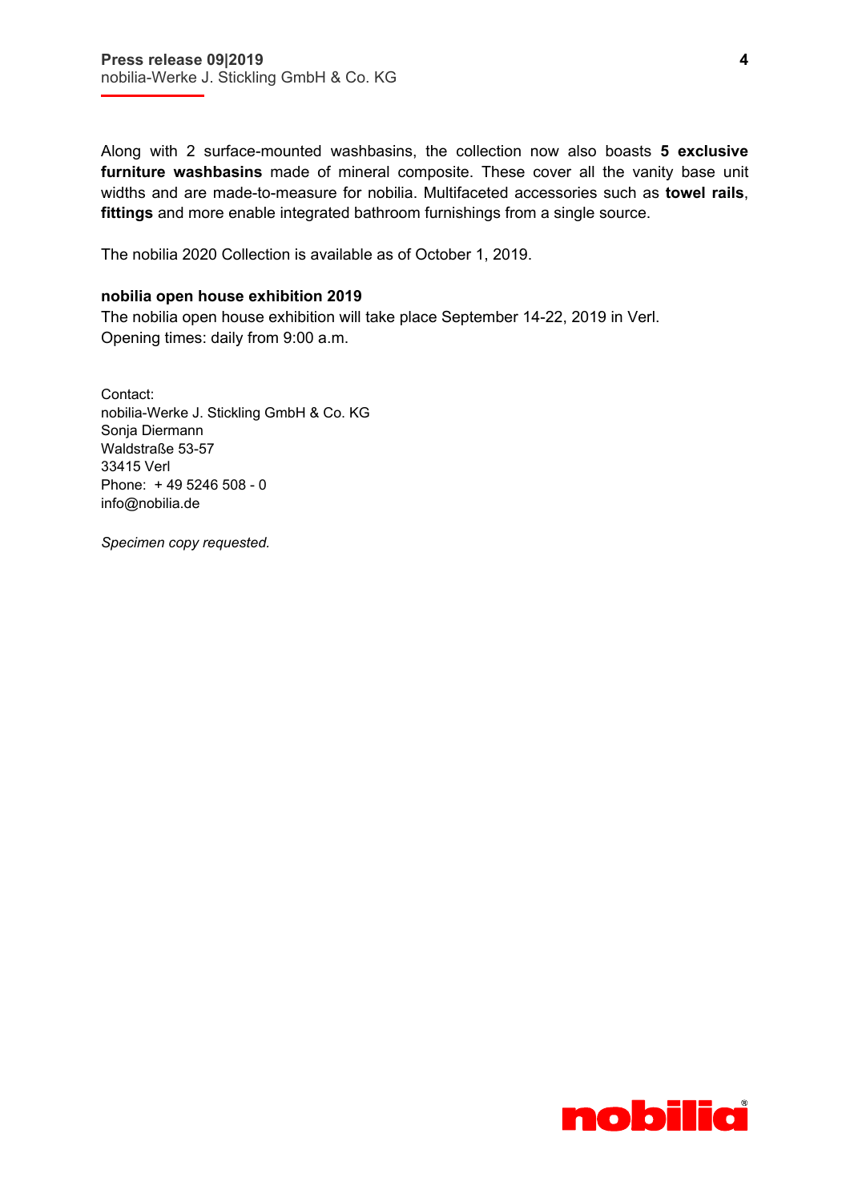Along with 2 surface-mounted washbasins, the collection now also boasts **5 exclusive furniture washbasins** made of mineral composite. These cover all the vanity base unit widths and are made-to-measure for nobilia. Multifaceted accessories such as **towel rails**, **fittings** and more enable integrated bathroom furnishings from a single source.

The nobilia 2020 Collection is available as of October 1, 2019.

**nobilia open house exhibition 2019**

The nobilia open house exhibition will take place September 14-22, 2019 in Verl.
Opening times: daily from 9:00 a.m.

Contact:
nobilia-Werke J. Stickling GmbH & Co. KG
Sonja Diermann
Waldstraße 53-57
33415 Verl
Phone: + 49 5246 508 - 0
info@nobilia.de

*Specimen copy requested.*